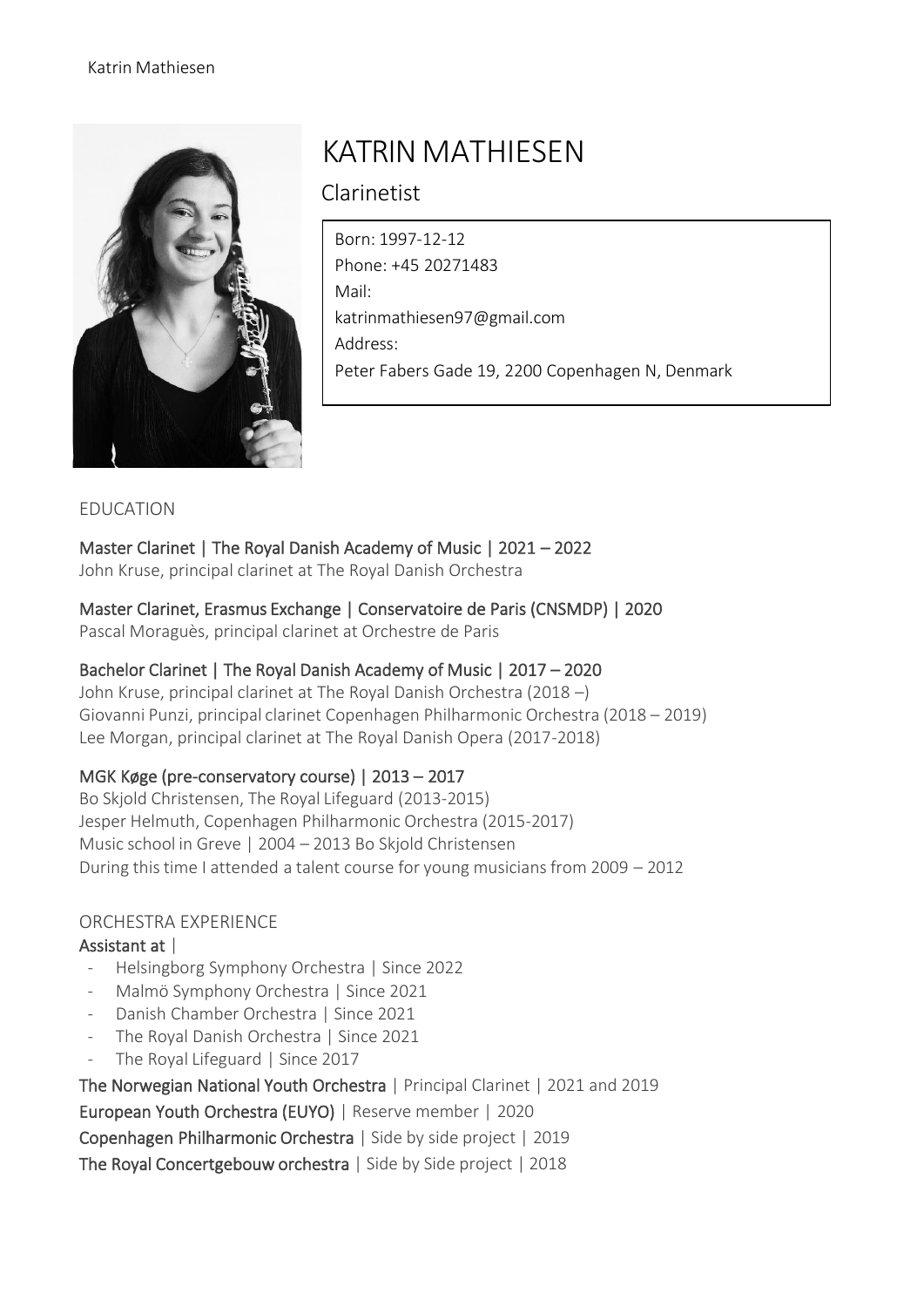# KATRIN MATHIESEN

## Clarinetist

Born: 1997-12-12
Phone: +45 20271483
Mail:
katrinmathiesen97@gmail.com
Address:
Peter Fabers Gade 19, 2200 Copenhagen N, Denmark

## EDUCATION

**Master Clarinet | The Royal Danish Academy of Music | 2021 – 2022**
John Kruse, principal clarinet at The Royal Danish Orchestra

**Master Clarinet, Erasmus Exchange | Conservatoire de Paris (CNSMDP) | 2020**
Pascal Moraguès, principal clarinet at Orchestre de Paris

**Bachelor Clarinet | The Royal Danish Academy of Music | 2017 – 2020**
John Kruse, principal clarinet at The Royal Danish Orchestra (2018 –)
Giovanni Punzi, principal clarinet Copenhagen Philharmonic Orchestra (2018 – 2019)
Lee Morgan, principal clarinet at The Royal Danish Opera (2017-2018)

**MGK Køge (pre-conservatory course) | 2013 – 2017**
Bo Skjold Christensen, The Royal Lifeguard (2013-2015)
Jesper Helmuth, Copenhagen Philharmonic Orchestra (2015-2017)
Music school in Greve | 2004 – 2013 Bo Skjold Christensen
During this time I attended a talent course for young musicians from 2009 – 2012

## ORCHESTRA EXPERIENCE

**Assistant at** |

- Helsingborg Symphony Orchestra | Since 2022
- Malmö Symphony Orchestra | Since 2021
- Danish Chamber Orchestra | Since 2021
- The Royal Danish Orchestra | Since 2021
- The Royal Lifeguard | Since 2017

**The Norwegian National Youth Orchestra** | Principal Clarinet | 2021 and 2019

**European Youth Orchestra (EUYO)** | Reserve member | 2020

**Copenhagen Philharmonic Orchestra** | Side by side project | 2019

**The Royal Concertgebouw orchestra** | Side by Side project | 2018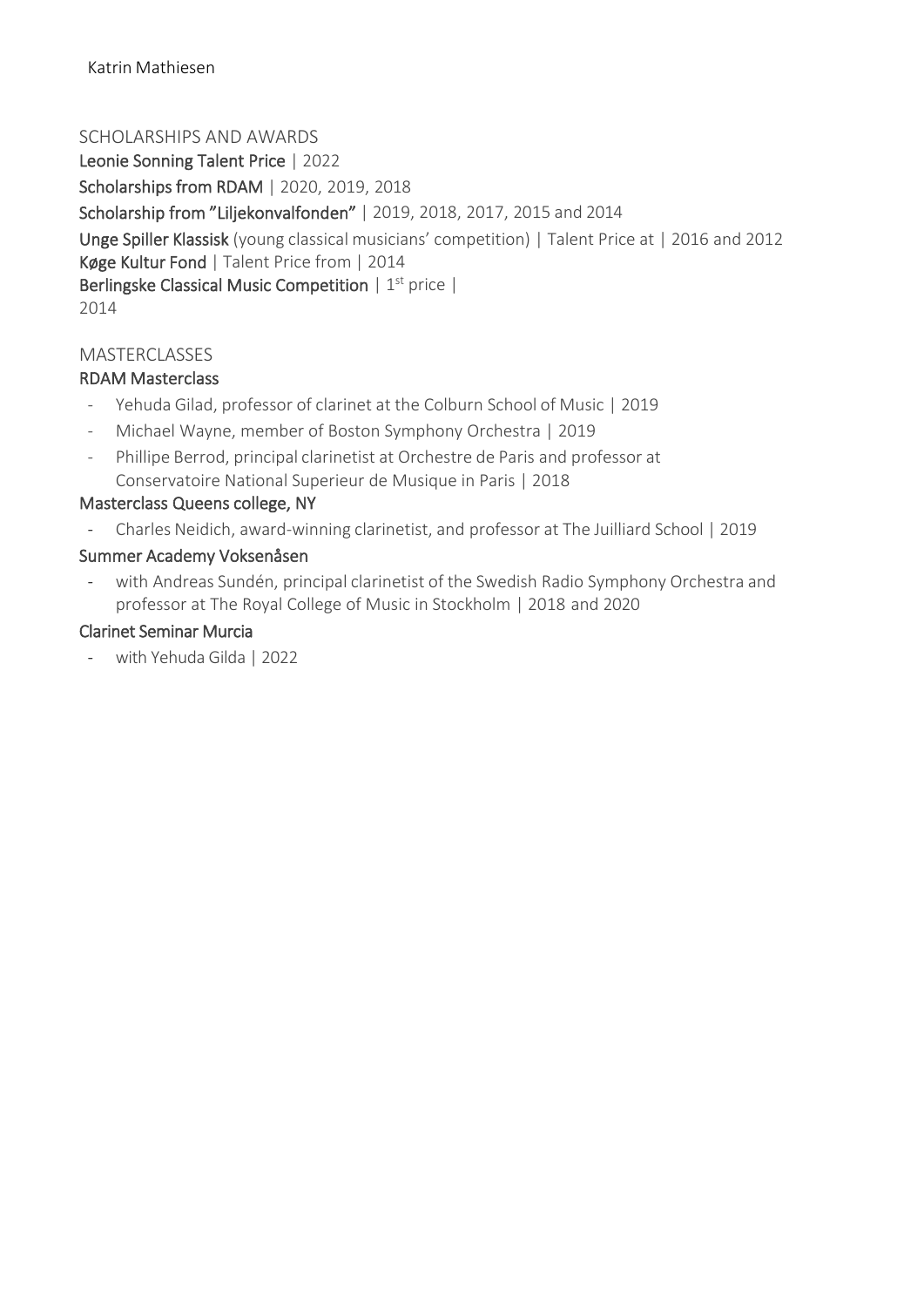Katrin Mathiesen

## SCHOLARSHIPS AND AWARDS

**Leonie Sonning Talent Price** | 2022

**Scholarships from RDAM** | 2020, 2019, 2018

**Scholarship from "Liljekonvalfonden"** | 2019, 2018, 2017, 2015 and 2014

**Unge Spiller Klassisk** (young classical musicians' competition) | Talent Price at | 2016 and 2012

**Køge Kultur Fond** | Talent Price from | 2014

**Berlingske Classical Music Competition** | 1st price | 2014

## MASTERCLASSES

**RDAM Masterclass**

- Yehuda Gilad, professor of clarinet at the Colburn School of Music | 2019
- Michael Wayne, member of Boston Symphony Orchestra | 2019
- Phillipe Berrod, principal clarinetist at Orchestre de Paris and professor at Conservatoire National Superieur de Musique in Paris | 2018

**Masterclass Queens college, NY**

- Charles Neidich, award-winning clarinetist, and professor at The Juilliard School | 2019

**Summer Academy Voksenåsen**

- with Andreas Sundén, principal clarinetist of the Swedish Radio Symphony Orchestra and professor at The Royal College of Music in Stockholm | 2018 and 2020

**Clarinet Seminar Murcia**

- with Yehuda Gilda | 2022